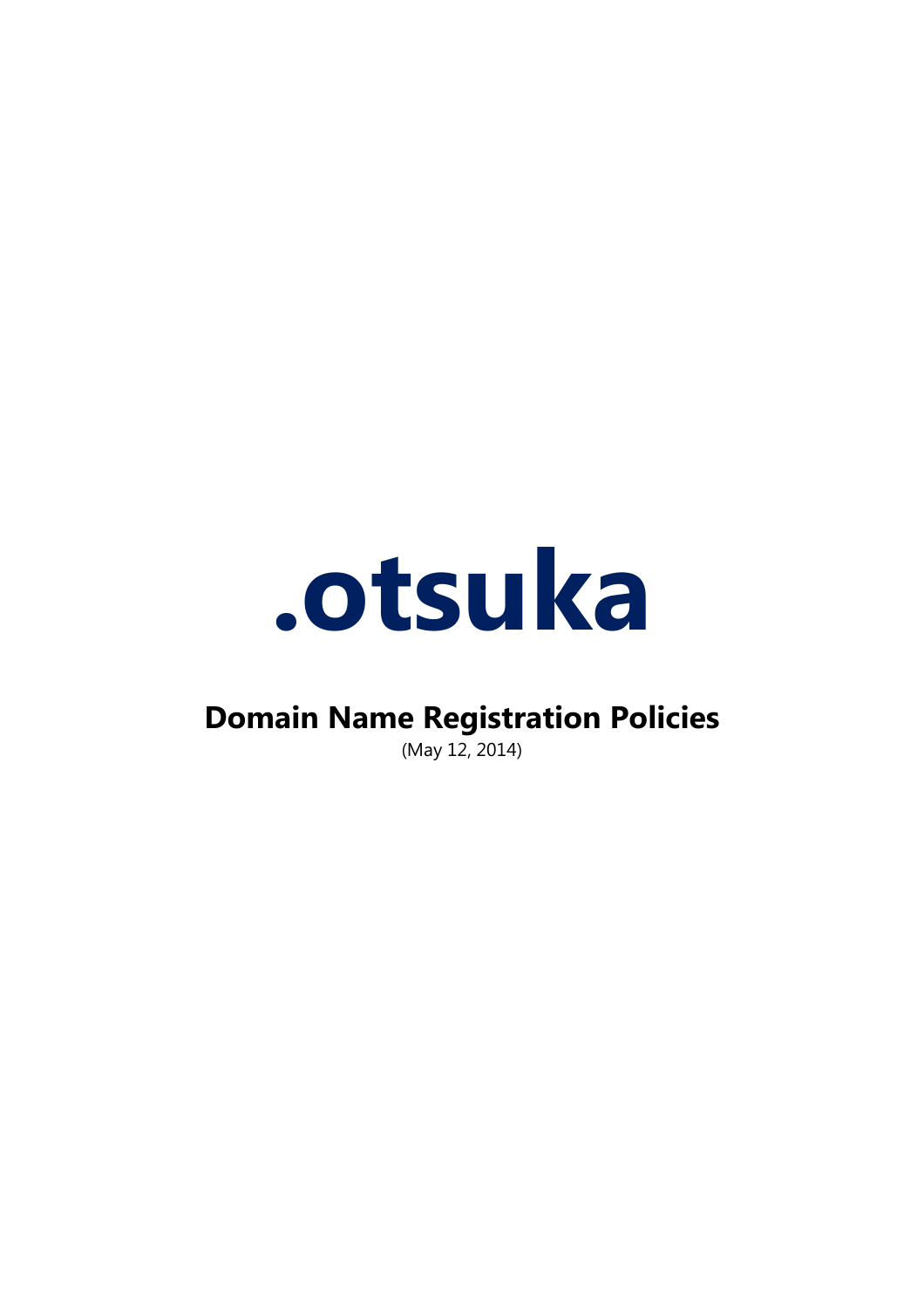# .otsuka

## Domain Name Registration Policies

(May 12, 2014)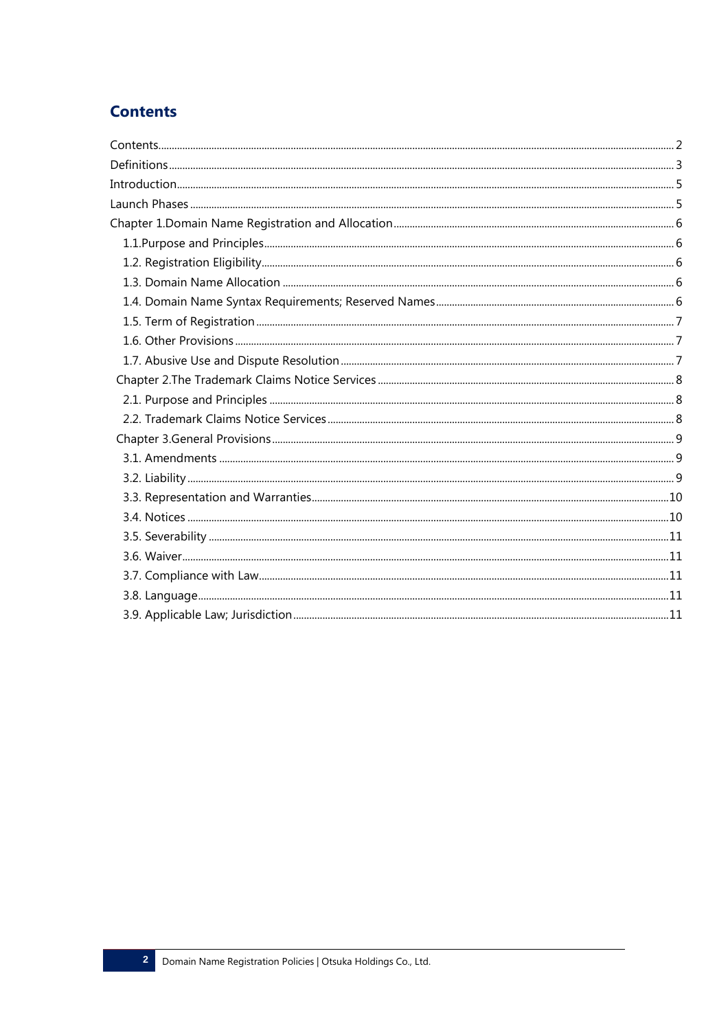# Contents

- Contents ........ 2
- Definitions ........ 3
- Introduction ........ 5
- Launch Phases ........ 5
- Chapter 1.Domain Name Registration and Allocation ........ 6
  - 1.1.Purpose and Principles ........ 6
  - 1.2. Registration Eligibility ........ 6
  - 1.3. Domain Name Allocation ........ 6
  - 1.4. Domain Name Syntax Requirements; Reserved Names ........ 6
  - 1.5. Term of Registration ........ 7
  - 1.6. Other Provisions ........ 7
  - 1.7. Abusive Use and Dispute Resolution ........ 7
- Chapter 2.The Trademark Claims Notice Services ........ 8
  - 2.1. Purpose and Principles ........ 8
  - 2.2. Trademark Claims Notice Services ........ 8
- Chapter 3.General Provisions ........ 9
  - 3.1. Amendments ........ 9
  - 3.2. Liability ........ 9
  - 3.3. Representation and Warranties ........ 10
  - 3.4. Notices ........ 10
  - 3.5. Severability ........ 11
  - 3.6. Waiver ........ 11
  - 3.7. Compliance with Law ........ 11
  - 3.8. Language ........ 11
  - 3.9. Applicable Law; Jurisdiction ........ 11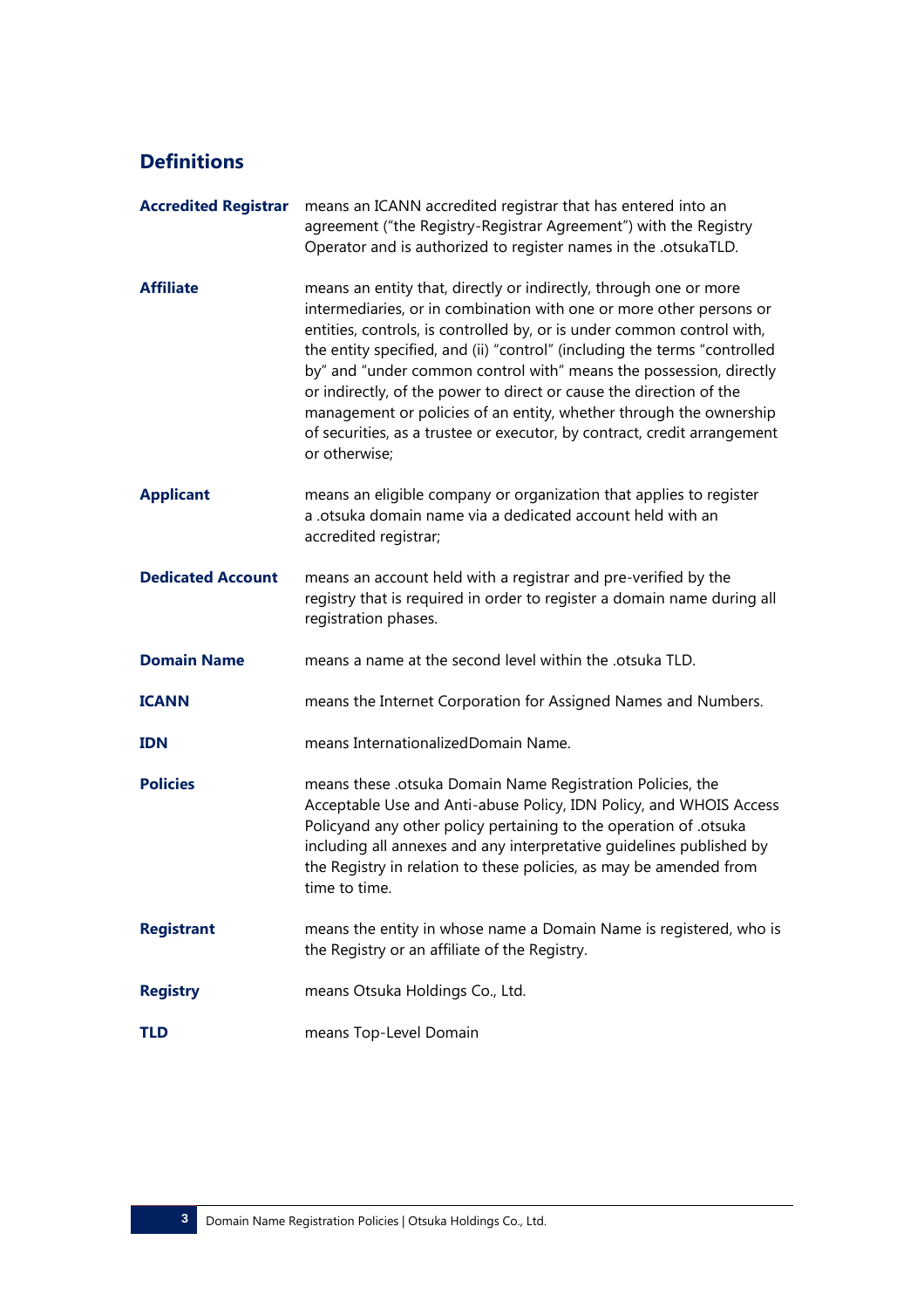## Definitions

**Accredited Registrar** means an ICANN accredited registrar that has entered into an agreement ("the Registry-Registrar Agreement") with the Registry Operator and is authorized to register names in the .otsukaTLD.

**Affiliate** means an entity that, directly or indirectly, through one or more intermediaries, or in combination with one or more other persons or entities, controls, is controlled by, or is under common control with, the entity specified, and (ii) "control" (including the terms "controlled by" and "under common control with" means the possession, directly or indirectly, of the power to direct or cause the direction of the management or policies of an entity, whether through the ownership of securities, as a trustee or executor, by contract, credit arrangement or otherwise;

**Applicant** means an eligible company or organization that applies to register a .otsuka domain name via a dedicated account held with an accredited registrar;

**Dedicated Account** means an account held with a registrar and pre-verified by the registry that is required in order to register a domain name during all registration phases.

**Domain Name** means a name at the second level within the .otsuka TLD.

**ICANN** means the Internet Corporation for Assigned Names and Numbers.

**IDN** means InternationalizedDomain Name.

**Policies** means these .otsuka Domain Name Registration Policies, the Acceptable Use and Anti-abuse Policy, IDN Policy, and WHOIS Access Policyand any other policy pertaining to the operation of .otsuka including all annexes and any interpretative guidelines published by the Registry in relation to these policies, as may be amended from time to time.

**Registrant** means the entity in whose name a Domain Name is registered, who is the Registry or an affiliate of the Registry.

**Registry** means Otsuka Holdings Co., Ltd.

**TLD** means Top-Level Domain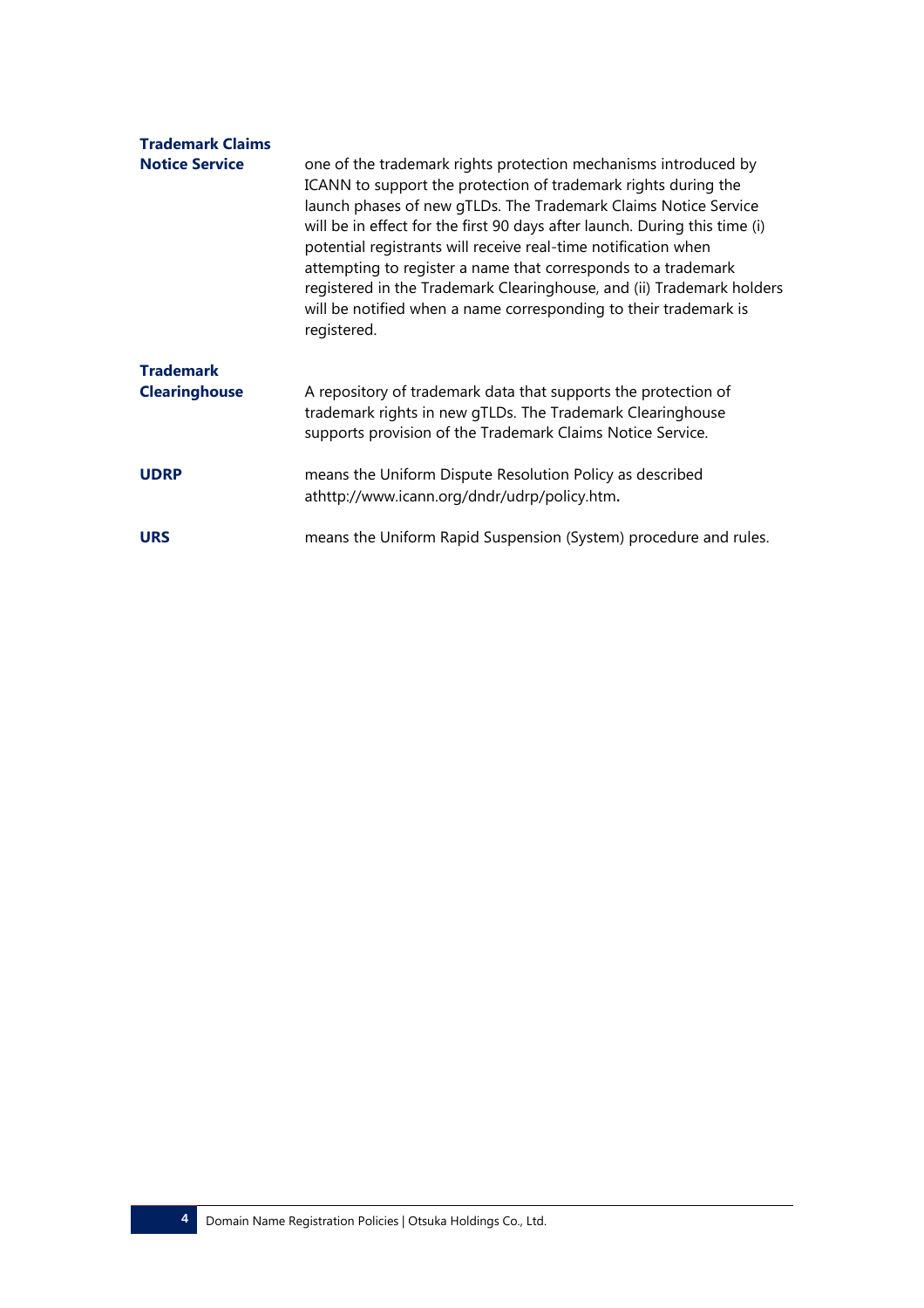**Trademark Claims Notice Service**
one of the trademark rights protection mechanisms introduced by ICANN to support the protection of trademark rights during the launch phases of new gTLDs. The Trademark Claims Notice Service will be in effect for the first 90 days after launch. During this time (i) potential registrants will receive real-time notification when attempting to register a name that corresponds to a trademark registered in the Trademark Clearinghouse, and (ii) Trademark holders will be notified when a name corresponding to their trademark is registered.

**Trademark Clearinghouse**
A repository of trademark data that supports the protection of trademark rights in new gTLDs. The Trademark Clearinghouse supports provision of the Trademark Claims Notice Service.

**UDRP**
means the Uniform Dispute Resolution Policy as described athttp://www.icann.org/dndr/udrp/policy.htm**.**

**URS**
means the Uniform Rapid Suspension (System) procedure and rules.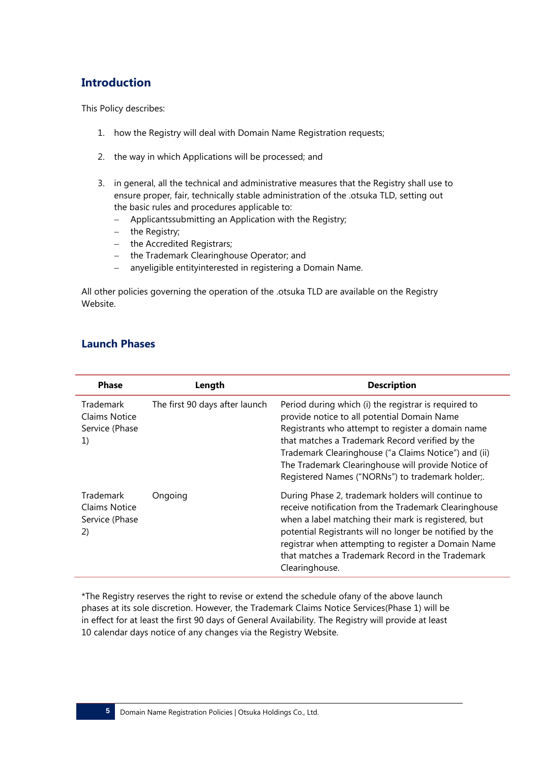## Introduction

This Policy describes:

1. how the Registry will deal with Domain Name Registration requests;

2. the way in which Applications will be processed; and

3. in general, all the technical and administrative measures that the Registry shall use to ensure proper, fair, technically stable administration of the .otsuka TLD, setting out the basic rules and procedures applicable to:
   - Applicantssubmitting an Application with the Registry;
   - the Registry;
   - the Accredited Registrars;
   - the Trademark Clearinghouse Operator; and
   - anyeligible entityinterested in registering a Domain Name.

All other policies governing the operation of the .otsuka TLD are available on the Registry Website.

## Launch Phases

| Phase | Length | Description |
|---|---|---|
| Trademark Claims Notice Service (Phase 1) | The first 90 days after launch | Period during which (i) the registrar is required to provide notice to all potential Domain Name Registrants who attempt to register a domain name that matches a Trademark Record verified by the Trademark Clearinghouse ("a Claims Notice") and (ii) The Trademark Clearinghouse will provide Notice of Registered Names ("NORNs") to trademark holder;. |
| Trademark Claims Notice Service (Phase 2) | Ongoing | During Phase 2, trademark holders will continue to receive notification from the Trademark Clearinghouse when a label matching their mark is registered, but potential Registrants will no longer be notified by the registrar when attempting to register a Domain Name that matches a Trademark Record in the Trademark Clearinghouse. |

*The Registry reserves the right to revise or extend the schedule ofany of the above launch phases at its sole discretion. However, the Trademark Claims Notice Services(Phase 1) will be in effect for at least the first 90 days of General Availability. The Registry will provide at least 10 calendar days notice of any changes via the Registry Website.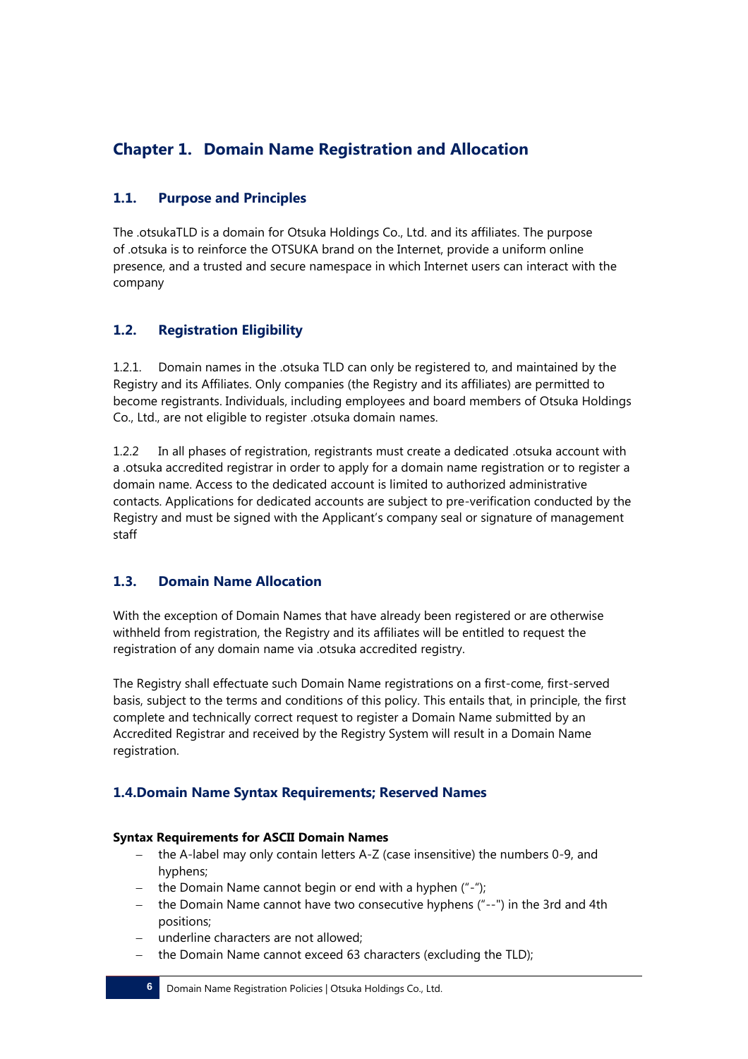# Chapter 1. Domain Name Registration and Allocation

## 1.1. Purpose and Principles

The .otsukaTLD is a domain for Otsuka Holdings Co., Ltd. and its affiliates. The purpose of .otsuka is to reinforce the OTSUKA brand on the Internet, provide a uniform online presence, and a trusted and secure namespace in which Internet users can interact with the company

## 1.2. Registration Eligibility

1.2.1. Domain names in the .otsuka TLD can only be registered to, and maintained by the Registry and its Affiliates. Only companies (the Registry and its affiliates) are permitted to become registrants. Individuals, including employees and board members of Otsuka Holdings Co., Ltd., are not eligible to register .otsuka domain names.

1.2.2 In all phases of registration, registrants must create a dedicated .otsuka account with a .otsuka accredited registrar in order to apply for a domain name registration or to register a domain name. Access to the dedicated account is limited to authorized administrative contacts. Applications for dedicated accounts are subject to pre-verification conducted by the Registry and must be signed with the Applicant's company seal or signature of management staff

## 1.3. Domain Name Allocation

With the exception of Domain Names that have already been registered or are otherwise withheld from registration, the Registry and its affiliates will be entitled to request the registration of any domain name via .otsuka accredited registry.

The Registry shall effectuate such Domain Name registrations on a first-come, first-served basis, subject to the terms and conditions of this policy. This entails that, in principle, the first complete and technically correct request to register a Domain Name submitted by an Accredited Registrar and received by the Registry System will result in a Domain Name registration.

## 1.4.Domain Name Syntax Requirements; Reserved Names

**Syntax Requirements for ASCII Domain Names**

- the A-label may only contain letters A-Z (case insensitive) the numbers 0-9, and hyphens;
- the Domain Name cannot begin or end with a hyphen ("-");
- the Domain Name cannot have two consecutive hyphens ("--") in the 3rd and 4th positions;
- underline characters are not allowed;
- the Domain Name cannot exceed 63 characters (excluding the TLD);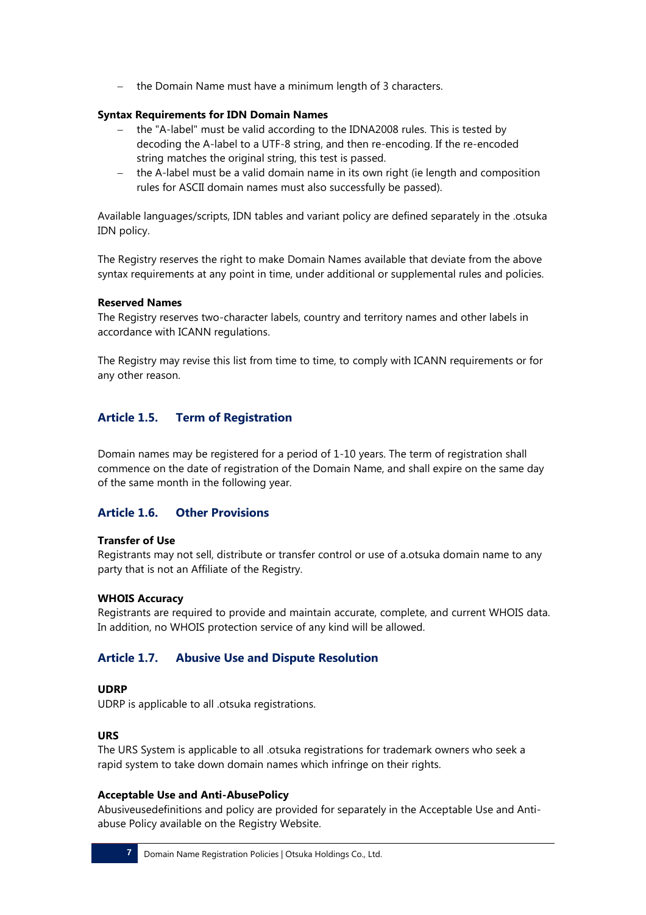- the Domain Name must have a minimum length of 3 characters.

**Syntax Requirements for IDN Domain Names**

- the "A-label" must be valid according to the IDNA2008 rules. This is tested by decoding the A-label to a UTF-8 string, and then re-encoding. If the re-encoded string matches the original string, this test is passed.
- the A-label must be a valid domain name in its own right (ie length and composition rules for ASCII domain names must also successfully be passed).

Available languages/scripts, IDN tables and variant policy are defined separately in the .otsuka IDN policy.

The Registry reserves the right to make Domain Names available that deviate from the above syntax requirements at any point in time, under additional or supplemental rules and policies.

**Reserved Names**

The Registry reserves two-character labels, country and territory names and other labels in accordance with ICANN regulations.

The Registry may revise this list from time to time, to comply with ICANN requirements or for any other reason.

## Article 1.5. Term of Registration

Domain names may be registered for a period of 1-10 years. The term of registration shall commence on the date of registration of the Domain Name, and shall expire on the same day of the same month in the following year.

## Article 1.6. Other Provisions

**Transfer of Use**

Registrants may not sell, distribute or transfer control or use of a.otsuka domain name to any party that is not an Affiliate of the Registry.

**WHOIS Accuracy**

Registrants are required to provide and maintain accurate, complete, and current WHOIS data. In addition, no WHOIS protection service of any kind will be allowed.

## Article 1.7. Abusive Use and Dispute Resolution

**UDRP**

UDRP is applicable to all .otsuka registrations.

**URS**

The URS System is applicable to all .otsuka registrations for trademark owners who seek a rapid system to take down domain names which infringe on their rights.

**Acceptable Use and Anti-AbusePolicy**

Abusiveusedefinitions and policy are provided for separately in the Acceptable Use and Anti-abuse Policy available on the Registry Website.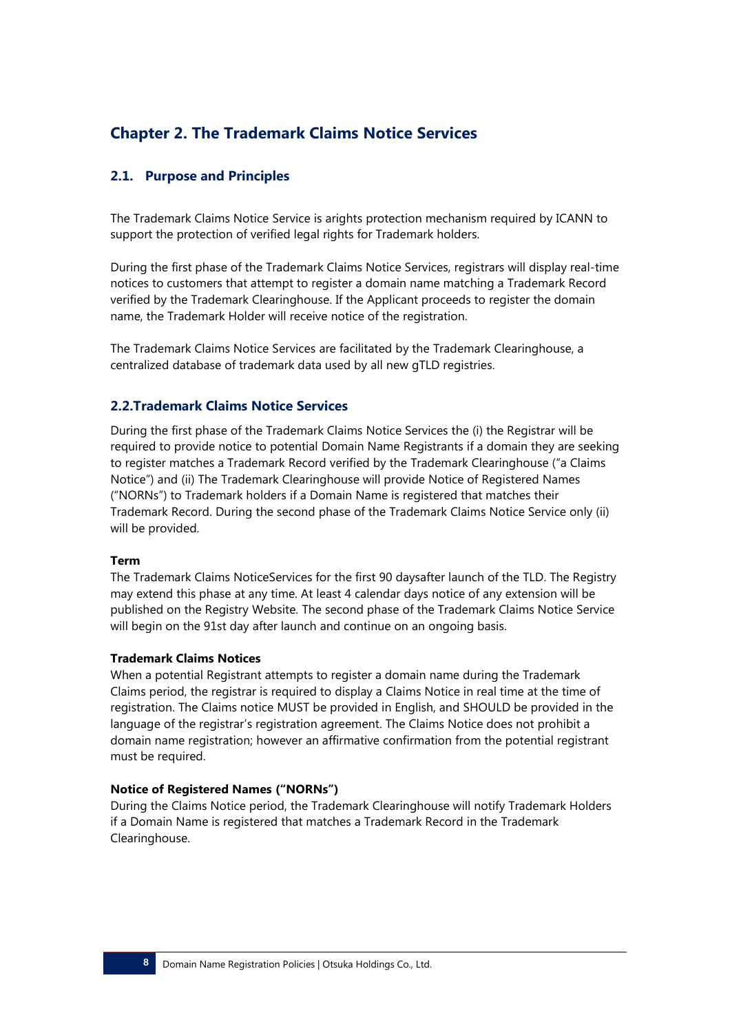# Chapter 2. The Trademark Claims Notice Services

## 2.1. Purpose and Principles

The Trademark Claims Notice Service is arights protection mechanism required by ICANN to support the protection of verified legal rights for Trademark holders.

During the first phase of the Trademark Claims Notice Services, registrars will display real-time notices to customers that attempt to register a domain name matching a Trademark Record verified by the Trademark Clearinghouse. If the Applicant proceeds to register the domain name, the Trademark Holder will receive notice of the registration.

The Trademark Claims Notice Services are facilitated by the Trademark Clearinghouse, a centralized database of trademark data used by all new gTLD registries.

## 2.2.Trademark Claims Notice Services

During the first phase of the Trademark Claims Notice Services the (i) the Registrar will be required to provide notice to potential Domain Name Registrants if a domain they are seeking to register matches a Trademark Record verified by the Trademark Clearinghouse ("a Claims Notice") and (ii) The Trademark Clearinghouse will provide Notice of Registered Names ("NORNs") to Trademark holders if a Domain Name is registered that matches their Trademark Record. During the second phase of the Trademark Claims Notice Service only (ii) will be provided.

**Term**

The Trademark Claims NoticeServices for the first 90 daysafter launch of the TLD. The Registry may extend this phase at any time. At least 4 calendar days notice of any extension will be published on the Registry Website. The second phase of the Trademark Claims Notice Service will begin on the 91st day after launch and continue on an ongoing basis.

**Trademark Claims Notices**

When a potential Registrant attempts to register a domain name during the Trademark Claims period, the registrar is required to display a Claims Notice in real time at the time of registration. The Claims notice MUST be provided in English, and SHOULD be provided in the language of the registrar's registration agreement. The Claims Notice does not prohibit a domain name registration; however an affirmative confirmation from the potential registrant must be required.

**Notice of Registered Names ("NORNs")**

During the Claims Notice period, the Trademark Clearinghouse will notify Trademark Holders if a Domain Name is registered that matches a Trademark Record in the Trademark Clearinghouse.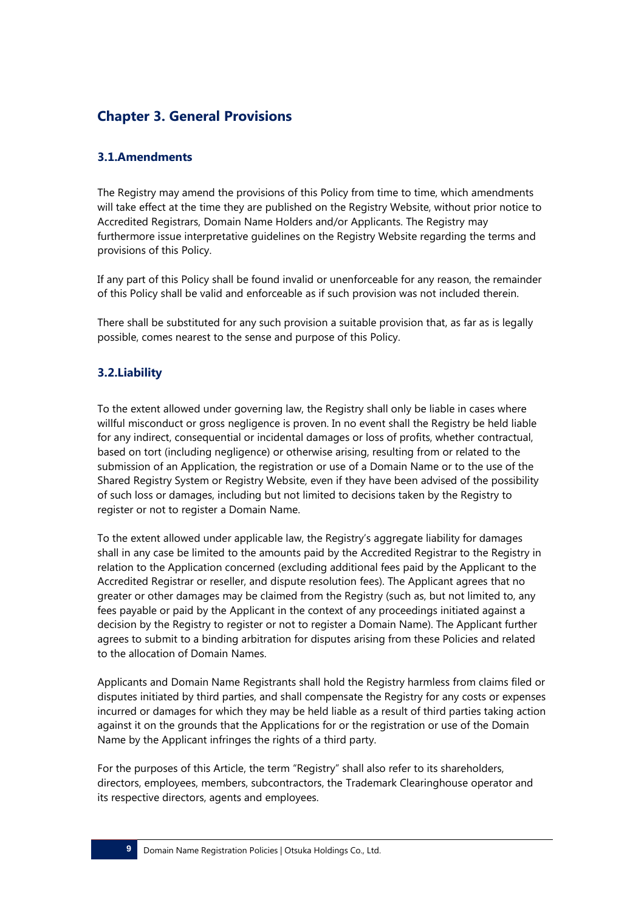## Chapter 3. General Provisions

### 3.1.Amendments

The Registry may amend the provisions of this Policy from time to time, which amendments will take effect at the time they are published on the Registry Website, without prior notice to Accredited Registrars, Domain Name Holders and/or Applicants. The Registry may furthermore issue interpretative guidelines on the Registry Website regarding the terms and provisions of this Policy.

If any part of this Policy shall be found invalid or unenforceable for any reason, the remainder of this Policy shall be valid and enforceable as if such provision was not included therein.

There shall be substituted for any such provision a suitable provision that, as far as is legally possible, comes nearest to the sense and purpose of this Policy.

### 3.2.Liability

To the extent allowed under governing law, the Registry shall only be liable in cases where willful misconduct or gross negligence is proven. In no event shall the Registry be held liable for any indirect, consequential or incidental damages or loss of profits, whether contractual, based on tort (including negligence) or otherwise arising, resulting from or related to the submission of an Application, the registration or use of a Domain Name or to the use of the Shared Registry System or Registry Website, even if they have been advised of the possibility of such loss or damages, including but not limited to decisions taken by the Registry to register or not to register a Domain Name.

To the extent allowed under applicable law, the Registry's aggregate liability for damages shall in any case be limited to the amounts paid by the Accredited Registrar to the Registry in relation to the Application concerned (excluding additional fees paid by the Applicant to the Accredited Registrar or reseller, and dispute resolution fees). The Applicant agrees that no greater or other damages may be claimed from the Registry (such as, but not limited to, any fees payable or paid by the Applicant in the context of any proceedings initiated against a decision by the Registry to register or not to register a Domain Name). The Applicant further agrees to submit to a binding arbitration for disputes arising from these Policies and related to the allocation of Domain Names.

Applicants and Domain Name Registrants shall hold the Registry harmless from claims filed or disputes initiated by third parties, and shall compensate the Registry for any costs or expenses incurred or damages for which they may be held liable as a result of third parties taking action against it on the grounds that the Applications for or the registration or use of the Domain Name by the Applicant infringes the rights of a third party.

For the purposes of this Article, the term "Registry" shall also refer to its shareholders, directors, employees, members, subcontractors, the Trademark Clearinghouse operator and its respective directors, agents and employees.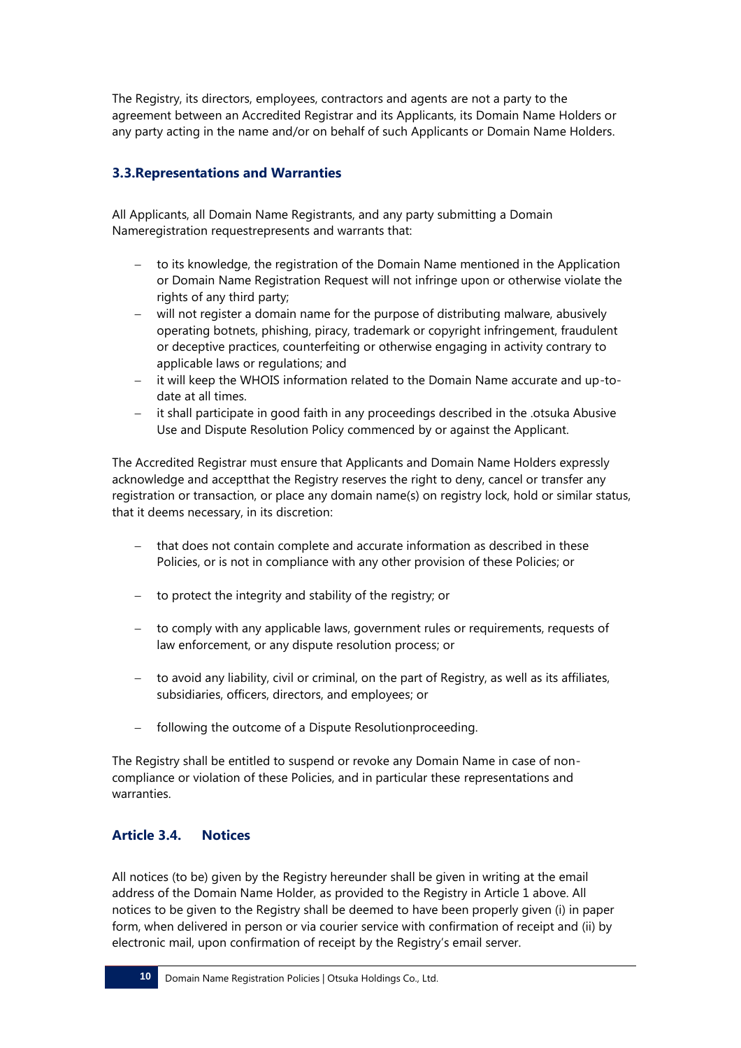The Registry, its directors, employees, contractors and agents are not a party to the agreement between an Accredited Registrar and its Applicants, its Domain Name Holders or any party acting in the name and/or on behalf of such Applicants or Domain Name Holders.

### 3.3.Representations and Warranties

All Applicants, all Domain Name Registrants, and any party submitting a Domain Nameregistration requestrepresents and warrants that:

- to its knowledge, the registration of the Domain Name mentioned in the Application or Domain Name Registration Request will not infringe upon or otherwise violate the rights of any third party;
- will not register a domain name for the purpose of distributing malware, abusively operating botnets, phishing, piracy, trademark or copyright infringement, fraudulent or deceptive practices, counterfeiting or otherwise engaging in activity contrary to applicable laws or regulations; and
- it will keep the WHOIS information related to the Domain Name accurate and up-to-date at all times.
- it shall participate in good faith in any proceedings described in the .otsuka Abusive Use and Dispute Resolution Policy commenced by or against the Applicant.

The Accredited Registrar must ensure that Applicants and Domain Name Holders expressly acknowledge and acceptthat the Registry reserves the right to deny, cancel or transfer any registration or transaction, or place any domain name(s) on registry lock, hold or similar status, that it deems necessary, in its discretion:

- that does not contain complete and accurate information as described in these Policies, or is not in compliance with any other provision of these Policies; or
- to protect the integrity and stability of the registry; or
- to comply with any applicable laws, government rules or requirements, requests of law enforcement, or any dispute resolution process; or
- to avoid any liability, civil or criminal, on the part of Registry, as well as its affiliates, subsidiaries, officers, directors, and employees; or
- following the outcome of a Dispute Resolutionproceeding.

The Registry shall be entitled to suspend or revoke any Domain Name in case of non-compliance or violation of these Policies, and in particular these representations and warranties.

### Article 3.4. Notices

All notices (to be) given by the Registry hereunder shall be given in writing at the email address of the Domain Name Holder, as provided to the Registry in Article 1 above. All notices to be given to the Registry shall be deemed to have been properly given (i) in paper form, when delivered in person or via courier service with confirmation of receipt and (ii) by electronic mail, upon confirmation of receipt by the Registry's email server.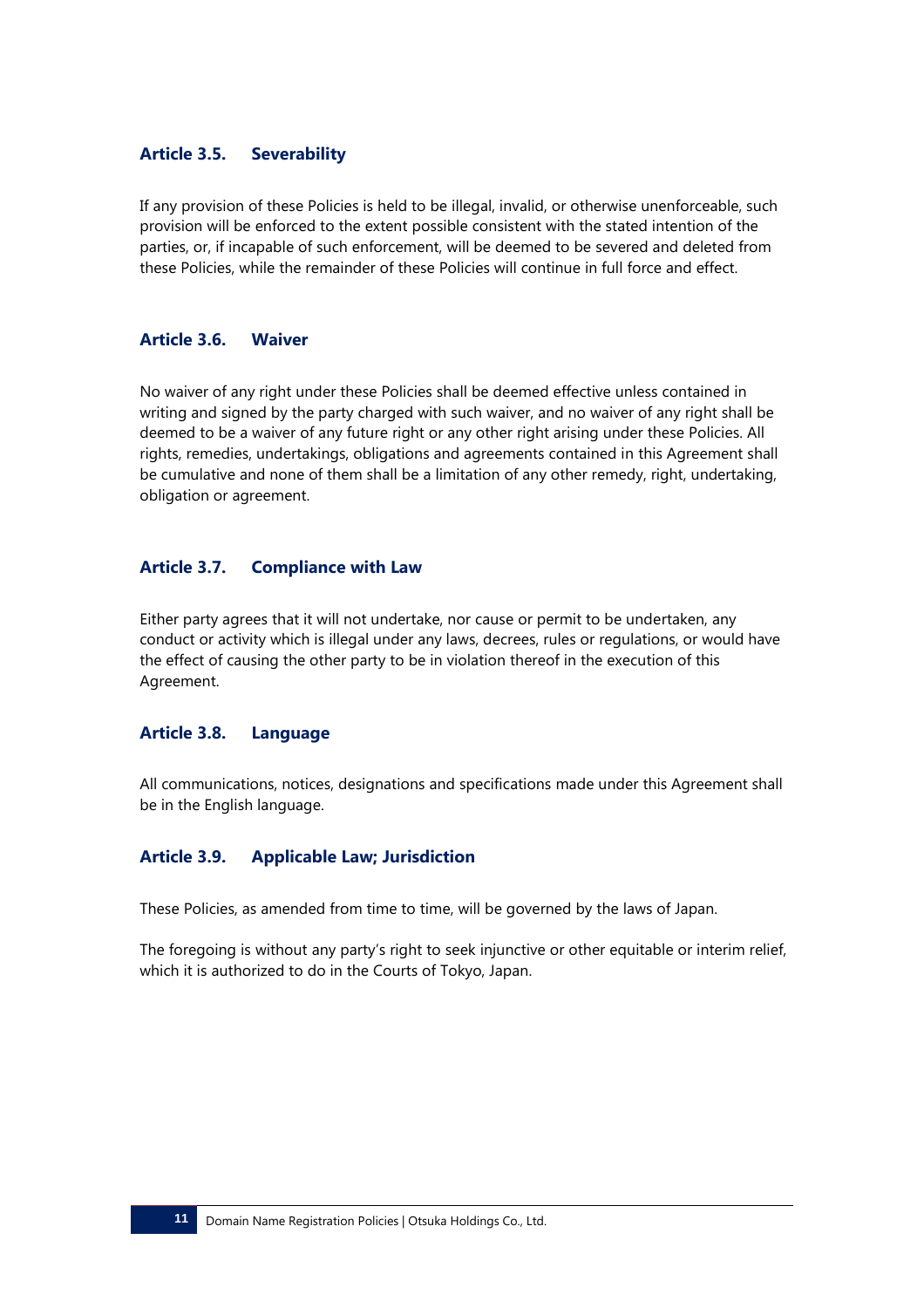### Article 3.5. Severability

If any provision of these Policies is held to be illegal, invalid, or otherwise unenforceable, such provision will be enforced to the extent possible consistent with the stated intention of the parties, or, if incapable of such enforcement, will be deemed to be severed and deleted from these Policies, while the remainder of these Policies will continue in full force and effect.

### Article 3.6. Waiver

No waiver of any right under these Policies shall be deemed effective unless contained in writing and signed by the party charged with such waiver, and no waiver of any right shall be deemed to be a waiver of any future right or any other right arising under these Policies. All rights, remedies, undertakings, obligations and agreements contained in this Agreement shall be cumulative and none of them shall be a limitation of any other remedy, right, undertaking, obligation or agreement.

### Article 3.7. Compliance with Law

Either party agrees that it will not undertake, nor cause or permit to be undertaken, any conduct or activity which is illegal under any laws, decrees, rules or regulations, or would have the effect of causing the other party to be in violation thereof in the execution of this Agreement.

### Article 3.8. Language

All communications, notices, designations and specifications made under this Agreement shall be in the English language.

### Article 3.9. Applicable Law; Jurisdiction

These Policies, as amended from time to time, will be governed by the laws of Japan.

The foregoing is without any party's right to seek injunctive or other equitable or interim relief, which it is authorized to do in the Courts of Tokyo, Japan.